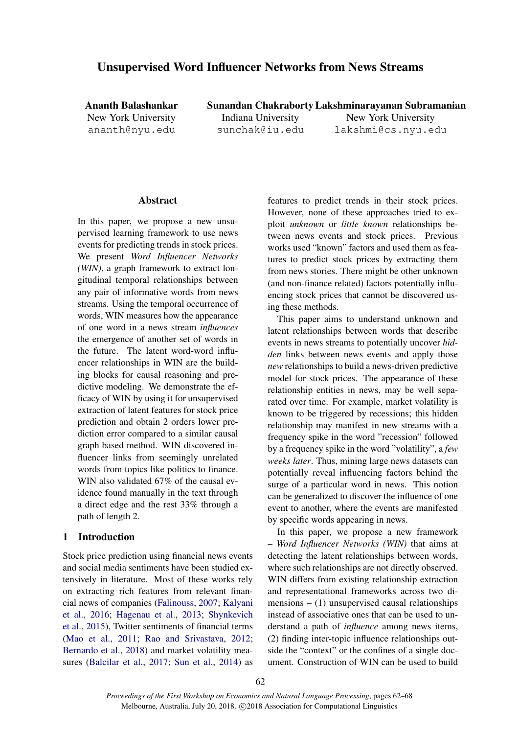# Unsupervised Word Influencer Networks from News Streams

**Ananth Balashankar**
New York University
ananth@nyu.edu

**Sunandan Chakraborty**
Indiana University
sunchak@iu.edu

**Lakshminarayanan Subramanian**
New York University
lakshmi@cs.nyu.edu

## Abstract

In this paper, we propose a new unsupervised learning framework to use news events for predicting trends in stock prices. We present *Word Influencer Networks (WIN)*, a graph framework to extract longitudinal temporal relationships between any pair of informative words from news streams. Using the temporal occurrence of words, WIN measures how the appearance of one word in a news stream *influences* the emergence of another set of words in the future. The latent word-word influencer relationships in WIN are the building blocks for causal reasoning and predictive modeling. We demonstrate the efficacy of WIN by using it for unsupervised extraction of latent features for stock price prediction and obtain 2 orders lower prediction error compared to a similar causal graph based method. WIN discovered influencer links from seemingly unrelated words from topics like politics to finance. WIN also validated 67% of the causal evidence found manually in the text through a direct edge and the rest 33% through a path of length 2.

## 1 Introduction

Stock price prediction using financial news events and social media sentiments have been studied extensively in literature. Most of these works rely on extracting rich features from relevant financial news of companies (Falinouss, 2007; Kalyani et al., 2016; Hagenau et al., 2013; Shynkevich et al., 2015), Twitter sentiments of financial terms (Mao et al., 2011; Rao and Srivastava, 2012; Bernardo et al., 2018) and market volatility measures (Balcilar et al., 2017; Sun et al., 2014) as features to predict trends in their stock prices. However, none of these approaches tried to exploit *unknown* or *little known* relationships between news events and stock prices. Previous works used "known" factors and used them as features to predict stock prices by extracting them from news stories. There might be other unknown (and non-finance related) factors potentially influencing stock prices that cannot be discovered using these methods.

This paper aims to understand unknown and latent relationships between words that describe events in news streams to potentially uncover *hidden* links between news events and apply those *new* relationships to build a news-driven predictive model for stock prices. The appearance of these relationship entities in news, may be well separated over time. For example, market volatility is known to be triggered by recessions; this hidden relationship may manifest in new streams with a frequency spike in the word "recession" followed by a frequency spike in the word "volatility", a *few weeks later*. Thus, mining large news datasets can potentially reveal influencing factors behind the surge of a particular word in news. This notion can be generalized to discover the influence of one event to another, where the events are manifested by specific words appearing in news.

In this paper, we propose a new framework – *Word Influencer Networks (WIN)* that aims at detecting the latent relationships between words, where such relationships are not directly observed. WIN differs from existing relationship extraction and representational frameworks across two dimensions – (1) unsupervised causal relationships instead of associative ones that can be used to understand a path of *influence* among news items, (2) finding inter-topic influence relationships outside the "context" or the confines of a single document. Construction of WIN can be used to build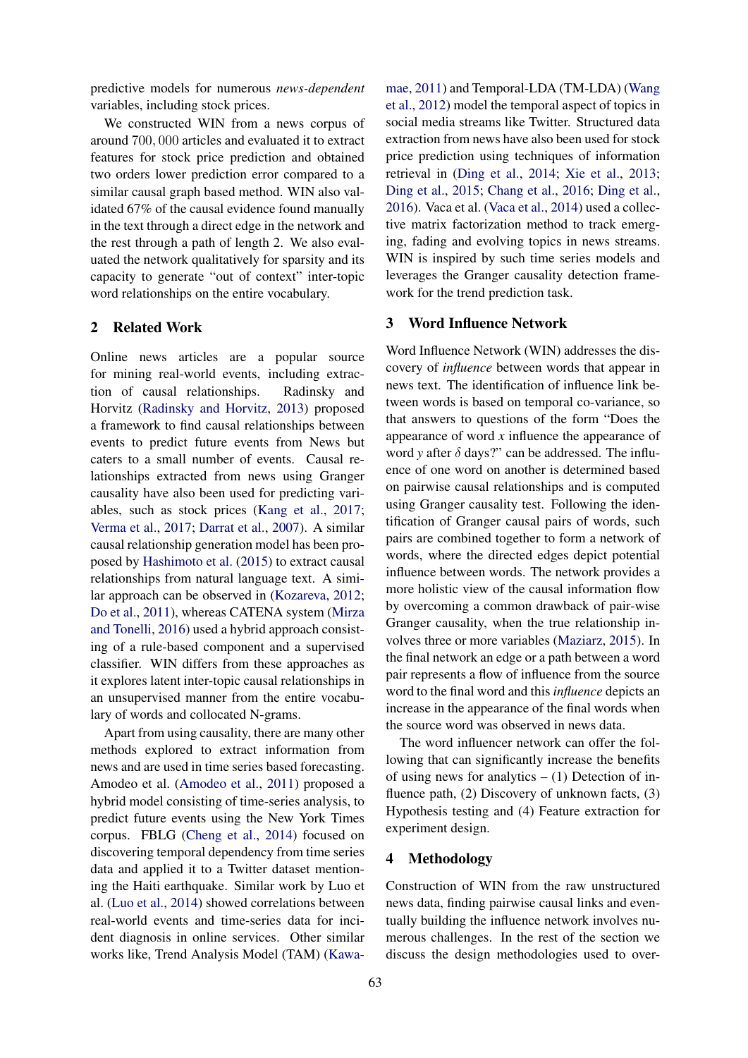predictive models for numerous *news-dependent* variables, including stock prices.

We constructed WIN from a news corpus of around 700,000 articles and evaluated it to extract features for stock price prediction and obtained two orders lower prediction error compared to a similar causal graph based method. WIN also validated 67% of the causal evidence found manually in the text through a direct edge in the network and the rest through a path of length 2. We also evaluated the network qualitatively for sparsity and its capacity to generate "out of context" inter-topic word relationships on the entire vocabulary.

## 2 Related Work

Online news articles are a popular source for mining real-world events, including extraction of causal relationships. Radinsky and Horvitz (Radinsky and Horvitz, 2013) proposed a framework to find causal relationships between events to predict future events from News but caters to a small number of events. Causal relationships extracted from news using Granger causality have also been used for predicting variables, such as stock prices (Kang et al., 2017; Verma et al., 2017; Darrat et al., 2007). A similar causal relationship generation model has been proposed by Hashimoto et al. (2015) to extract causal relationships from natural language text. A similar approach can be observed in (Kozareva, 2012; Do et al., 2011), whereas CATENA system (Mirza and Tonelli, 2016) used a hybrid approach consisting of a rule-based component and a supervised classifier. WIN differs from these approaches as it explores latent inter-topic causal relationships in an unsupervised manner from the entire vocabulary of words and collocated N-grams.

Apart from using causality, there are many other methods explored to extract information from news and are used in time series based forecasting. Amodeo et al. (Amodeo et al., 2011) proposed a hybrid model consisting of time-series analysis, to predict future events using the New York Times corpus. FBLG (Cheng et al., 2014) focused on discovering temporal dependency from time series data and applied it to a Twitter dataset mentioning the Haiti earthquake. Similar work by Luo et al. (Luo et al., 2014) showed correlations between real-world events and time-series data for incident diagnosis in online services. Other similar works like, Trend Analysis Model (TAM) (Kawamae, 2011) and Temporal-LDA (TM-LDA) (Wang et al., 2012) model the temporal aspect of topics in social media streams like Twitter. Structured data extraction from news have also been used for stock price prediction using techniques of information retrieval in (Ding et al., 2014; Xie et al., 2013; Ding et al., 2015; Chang et al., 2016; Ding et al., 2016). Vaca et al. (Vaca et al., 2014) used a collective matrix factorization method to track emerging, fading and evolving topics in news streams. WIN is inspired by such time series models and leverages the Granger causality detection framework for the trend prediction task.

## 3 Word Influence Network

Word Influence Network (WIN) addresses the discovery of *influence* between words that appear in news text. The identification of influence link between words is based on temporal co-variance, so that answers to questions of the form "Does the appearance of word $x$ influence the appearance of word $y$ after $\delta$ days?" can be addressed. The influence of one word on another is determined based on pairwise causal relationships and is computed using Granger causality test. Following the identification of Granger causal pairs of words, such pairs are combined together to form a network of words, where the directed edges depict potential influence between words. The network provides a more holistic view of the causal information flow by overcoming a common drawback of pair-wise Granger causality, when the true relationship involves three or more variables (Maziarz, 2015). In the final network an edge or a path between a word pair represents a flow of influence from the source word to the final word and this *influence* depicts an increase in the appearance of the final words when the source word was observed in news data.

The word influencer network can offer the following that can significantly increase the benefits of using news for analytics – (1) Detection of influence path, (2) Discovery of unknown facts, (3) Hypothesis testing and (4) Feature extraction for experiment design.

## 4 Methodology

Construction of WIN from the raw unstructured news data, finding pairwise causal links and eventually building the influence network involves numerous challenges. In the rest of the section we discuss the design methodologies used to over-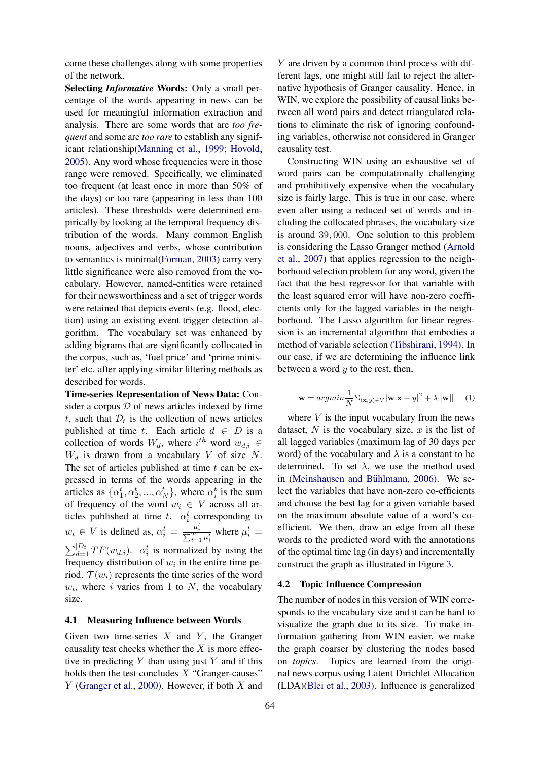come these challenges along with some properties of the network.

**Selecting *Informative* Words:** Only a small percentage of the words appearing in news can be used for meaningful information extraction and analysis. There are some words that are *too frequent* and some are *too rare* to establish any significant relationship(Manning et al., 1999; Hovold, 2005). Any word whose frequencies were in those range were removed. Specifically, we eliminated too frequent (at least once in more than 50% of the days) or too rare (appearing in less than 100 articles). These thresholds were determined empirically by looking at the temporal frequency distribution of the words. Many common English nouns, adjectives and verbs, whose contribution to semantics is minimal(Forman, 2003) carry very little significance were also removed from the vocabulary. However, named-entities were retained for their newsworthiness and a set of trigger words were retained that depicts events (e.g. flood, election) using an existing event trigger detection algorithm. The vocabulary set was enhanced by adding bigrams that are significantly collocated in the corpus, such as, 'fuel price' and 'prime minister' etc. after applying similar filtering methods as described for words.

**Time-series Representation of News Data:** Consider a corpus $\mathcal{D}$ of news articles indexed by time $t$, such that $\mathcal{D}_t$ is the collection of news articles published at time $t$. Each article $d \in D$ is a collection of words $W_d$, where $i^{th}$ word $w_{d,i} \in W_d$ is drawn from a vocabulary $V$ of size $N$. The set of articles published at time $t$ can be expressed in terms of the words appearing in the articles as $\{\alpha_1^t, \alpha_2^t, ..., \alpha_N^t\}$, where $\alpha_i^t$ is the sum of frequency of the word $w_i \in V$ across all articles published at time $t$. $\alpha_i^t$ corresponding to $w_i \in V$ is defined as, $\alpha_i^t = \frac{\mu_i^t}{\sum_{t=1}^{T} \mu_i^t}$ where $\mu_i^t = \sum_{d=1}^{|D_t|} TF(w_{d,i})$. $\alpha_i^t$ is normalized by using the frequency distribution of $w_i$ in the entire time period. $\mathcal{T}(w_i)$ represents the time series of the word $w_i$, where $i$ varies from 1 to $N$, the vocabulary size.

### 4.1 Measuring Influence between Words

Given two time-series $X$ and $Y$, the Granger causality test checks whether the $X$ is more effective in predicting $Y$ than using just $Y$ and if this holds then the test concludes $X$ "Granger-causes" $Y$ (Granger et al., 2000). However, if both $X$ and $Y$ are driven by a common third process with different lags, one might still fail to reject the alternative hypothesis of Granger causality. Hence, in WIN, we explore the possibility of causal links between all word pairs and detect triangulated relations to eliminate the risk of ignoring confounding variables, otherwise not considered in Granger causality test.

Constructing WIN using an exhaustive set of word pairs can be computationally challenging and prohibitively expensive when the vocabulary size is fairly large. This is true in our case, where even after using a reduced set of words and including the collocated phrases, the vocabulary size is around $39,000$. One solution to this problem is considering the Lasso Granger method (Arnold et al., 2007) that applies regression to the neighborhood selection problem for any word, given the fact that the best regressor for that variable with the least squared error will have non-zero coefficients only for the lagged variables in the neighborhood. The Lasso algorithm for linear regression is an incremental algorithm that embodies a method of variable selection (Tibshirani, 1994). In our case, if we are determining the influence link between a word $y$ to the rest, then,

$$\mathbf{w} = argmin \frac{1}{N} \Sigma_{(\mathbf{x},y) \in V} |\mathbf{w}.\mathbf{x} - y|^2 + \lambda ||\mathbf{w}|| \quad (1)$$

where $V$ is the input vocabulary from the news dataset, $N$ is the vocabulary size, $x$ is the list of all lagged variables (maximum lag of 30 days per word) of the vocabulary and $\lambda$ is a constant to be determined. To set $\lambda$, we use the method used in (Meinshausen and Bühlmann, 2006). We select the variables that have non-zero co-efficients and choose the best lag for a given variable based on the maximum absolute value of a word's coefficient. We then, draw an edge from all these words to the predicted word with the annotations of the optimal time lag (in days) and incrementally construct the graph as illustrated in Figure 3.

### 4.2 Topic Influence Compression

The number of nodes in this version of WIN corresponds to the vocabulary size and it can be hard to visualize the graph due to its size. To make information gathering from WIN easier, we make the graph coarser by clustering the nodes based on *topics*. Topics are learned from the original news corpus using Latent Dirichlet Allocation (LDA)(Blei et al., 2003). Influence is generalized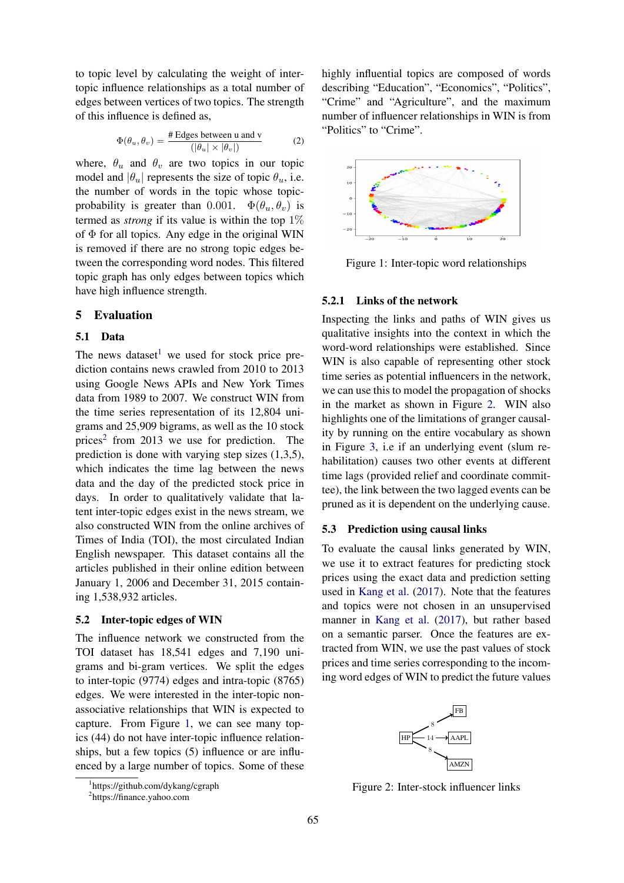to topic level by calculating the weight of inter-topic influence relationships as a total number of edges between vertices of two topics. The strength of this influence is defined as,

$$\Phi(\theta_u, \theta_v) = \frac{\text{\# Edges between u and v}}{(|\theta_u| \times |\theta_v|)} \quad (2)$$

where, $\theta_u$ and $\theta_v$ are two topics in our topic model and $|\theta_u|$ represents the size of topic $\theta_u$, i.e. the number of words in the topic whose topic-probability is greater than $0.001$. $\Phi(\theta_u, \theta_v)$ is termed as *strong* if its value is within the top $1\%$ of $\Phi$ for all topics. Any edge in the original WIN is removed if there are no strong topic edges between the corresponding word nodes. This filtered topic graph has only edges between topics which have high influence strength.

## 5 Evaluation

### 5.1 Data

The news dataset[1] we used for stock price prediction contains news crawled from 2010 to 2013 using Google News APIs and New York Times data from 1989 to 2007. We construct WIN from the time series representation of its 12,804 unigrams and 25,909 bigrams, as well as the 10 stock prices[2] from 2013 we use for prediction. The prediction is done with varying step sizes (1,3,5), which indicates the time lag between the news data and the day of the predicted stock price in days. In order to qualitatively validate that latent inter-topic edges exist in the news stream, we also constructed WIN from the online archives of Times of India (TOI), the most circulated Indian English newspaper. This dataset contains all the articles published in their online edition between January 1, 2006 and December 31, 2015 containing 1,538,932 articles.

### 5.2 Inter-topic edges of WIN

The influence network we constructed from the TOI dataset has 18,541 edges and 7,190 unigrams and bi-gram vertices. We split the edges to inter-topic (9774) edges and intra-topic (8765) edges. We were interested in the inter-topic non-associative relationships that WIN is expected to capture. From Figure 1, we can see many topics (44) do not have inter-topic influence relationships, but a few topics (5) influence or are influenced by a large number of topics. Some of these highly influential topics are composed of words describing "Education", "Economics", "Politics", "Crime" and "Agriculture", and the maximum number of influencer relationships in WIN is from "Politics" to "Crime".

Figure 1: Inter-topic word relationships

#### 5.2.1 Links of the network

Inspecting the links and paths of WIN gives us qualitative insights into the context in which the word-word relationships were established. Since WIN is also capable of representing other stock time series as potential influencers in the network, we can use this to model the propagation of shocks in the market as shown in Figure 2. WIN also highlights one of the limitations of granger causality by running on the entire vocabulary as shown in Figure 3, i.e if an underlying event (slum rehabilitation) causes two other events at different time lags (provided relief and coordinate committee), the link between the two lagged events can be pruned as it is dependent on the underlying cause.

### 5.3 Prediction using causal links

To evaluate the causal links generated by WIN, we use it to extract features for predicting stock prices using the exact data and prediction setting used in Kang et al. (2017). Note that the features and topics were not chosen in an unsupervised manner in Kang et al. (2017), but rather based on a semantic parser. Once the features are extracted from WIN, we use the past values of stock prices and time series corresponding to the incoming word edges of WIN to predict the future values

Figure 2: Inter-stock influencer links

[1] https://github.com/dykang/cgraph

[2] https://finance.yahoo.com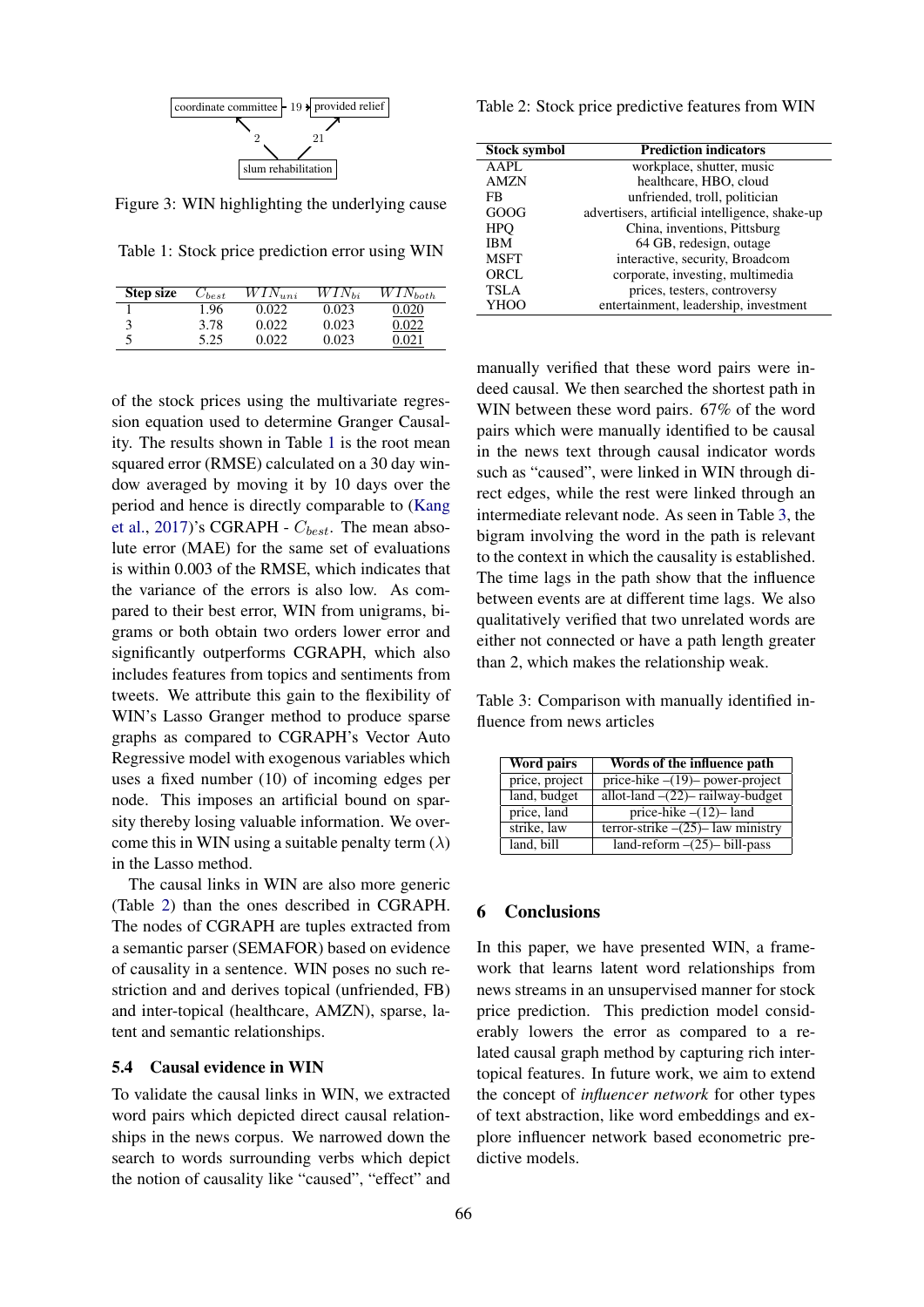coordinate committee –19→ provided relief

2 ↖ slum rehabilitation ↗ 21

Figure 3: WIN highlighting the underlying cause

Table 1: Stock price prediction error using WIN

| Step size | $C_{best}$ | $WIN_{uni}$ | $WIN_{bi}$ | $WIN_{both}$ |
|---|---|---|---|---|
| 1 | 1.96 | 0.022 | 0.023 | <u>0.020</u> |
| 3 | 3.78 | 0.022 | 0.023 | <u>0.022</u> |
| 5 | 5.25 | 0.022 | 0.023 | <u>0.021</u> |

of the stock prices using the multivariate regression equation used to determine Granger Causality. The results shown in Table 1 is the root mean squared error (RMSE) calculated on a 30 day window averaged by moving it by 10 days over the period and hence is directly comparable to (Kang et al., 2017)'s CGRAPH - $C_{best}$. The mean absolute error (MAE) for the same set of evaluations is within 0.003 of the RMSE, which indicates that the variance of the errors is also low. As compared to their best error, WIN from unigrams, bigrams or both obtain two orders lower error and significantly outperforms CGRAPH, which also includes features from topics and sentiments from tweets. We attribute this gain to the flexibility of WIN's Lasso Granger method to produce sparse graphs as compared to CGRAPH's Vector Auto Regressive model with exogenous variables which uses a fixed number (10) of incoming edges per node. This imposes an artificial bound on sparsity thereby losing valuable information. We overcome this in WIN using a suitable penalty term ($\lambda$) in the Lasso method.

The causal links in WIN are also more generic (Table 2) than the ones described in CGRAPH. The nodes of CGRAPH are tuples extracted from a semantic parser (SEMAFOR) based on evidence of causality in a sentence. WIN poses no such restriction and and derives topical (unfriended, FB) and inter-topical (healthcare, AMZN), sparse, latent and semantic relationships.

Table 2: Stock price predictive features from WIN

| Stock symbol | Prediction indicators |
|---|---|
| AAPL | workplace, shutter, music |
| AMZN | healthcare, HBO, cloud |
| FB | unfriended, troll, politician |
| GOOG | advertisers, artificial intelligence, shake-up |
| HPQ | China, inventions, Pittsburg |
| IBM | 64 GB, redesign, outage |
| MSFT | interactive, security, Broadcom |
| ORCL | corporate, investing, multimedia |
| TSLA | prices, testers, controversy |
| YHOO | entertainment, leadership, investment |

### 5.4 Causal evidence in WIN

To validate the causal links in WIN, we extracted word pairs which depicted direct causal relationships in the news corpus. We narrowed down the search to words surrounding verbs which depict the notion of causality like "caused", "effect" and manually verified that these word pairs were indeed causal. We then searched the shortest path in WIN between these word pairs. 67% of the word pairs which were manually identified to be causal in the news text through causal indicator words such as "caused", were linked in WIN through direct edges, while the rest were linked through an intermediate relevant node. As seen in Table 3, the bigram involving the word in the path is relevant to the context in which the causality is established. The time lags in the path show that the influence between events are at different time lags. We also qualitatively verified that two unrelated words are either not connected or have a path length greater than 2, which makes the relationship weak.

Table 3: Comparison with manually identified influence from news articles

| Word pairs | Words of the influence path |
|---|---|
| price, project | price-hike –(19)– power-project |
| land, budget | allot-land –(22)– railway-budget |
| price, land | price-hike –(12)– land |
| strike, law | terror-strike –(25)– law ministry |
| land, bill | land-reform –(25)– bill-pass |

## 6 Conclusions

In this paper, we have presented WIN, a framework that learns latent word relationships from news streams in an unsupervised manner for stock price prediction. This prediction model considerably lowers the error as compared to a related causal graph method by capturing rich intertopical features. In future work, we aim to extend the concept of *influencer network* for other types of text abstraction, like word embeddings and explore influencer network based econometric predictive models.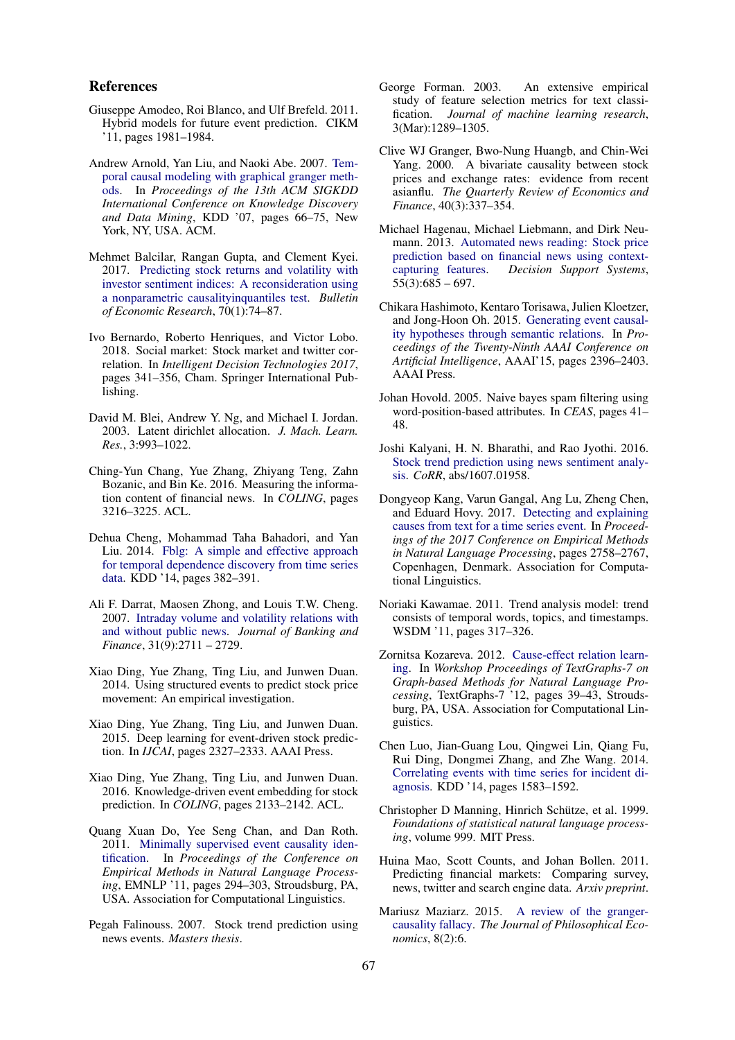## References

Giuseppe Amodeo, Roi Blanco, and Ulf Brefeld. 2011. Hybrid models for future event prediction. CIKM '11, pages 1981–1984.

Andrew Arnold, Yan Liu, and Naoki Abe. 2007. Temporal causal modeling with graphical granger methods. In *Proceedings of the 13th ACM SIGKDD International Conference on Knowledge Discovery and Data Mining*, KDD '07, pages 66–75, New York, NY, USA. ACM.

Mehmet Balcilar, Rangan Gupta, and Clement Kyei. 2017. Predicting stock returns and volatility with investor sentiment indices: A reconsideration using a nonparametric causalityinquantiles test. *Bulletin of Economic Research*, 70(1):74–87.

Ivo Bernardo, Roberto Henriques, and Victor Lobo. 2018. Social market: Stock market and twitter correlation. In *Intelligent Decision Technologies 2017*, pages 341–356, Cham. Springer International Publishing.

David M. Blei, Andrew Y. Ng, and Michael I. Jordan. 2003. Latent dirichlet allocation. *J. Mach. Learn. Res.*, 3:993–1022.

Ching-Yun Chang, Yue Zhang, Zhiyang Teng, Zahn Bozanic, and Bin Ke. 2016. Measuring the information content of financial news. In *COLING*, pages 3216–3225. ACL.

Dehua Cheng, Mohammad Taha Bahadori, and Yan Liu. 2014. Fblg: A simple and effective approach for temporal dependence discovery from time series data. KDD '14, pages 382–391.

Ali F. Darrat, Maosen Zhong, and Louis T.W. Cheng. 2007. Intraday volume and volatility relations with and without public news. *Journal of Banking and Finance*, 31(9):2711 – 2729.

Xiao Ding, Yue Zhang, Ting Liu, and Junwen Duan. 2014. Using structured events to predict stock price movement: An empirical investigation.

Xiao Ding, Yue Zhang, Ting Liu, and Junwen Duan. 2015. Deep learning for event-driven stock prediction. In *IJCAI*, pages 2327–2333. AAAI Press.

Xiao Ding, Yue Zhang, Ting Liu, and Junwen Duan. 2016. Knowledge-driven event embedding for stock prediction. In *COLING*, pages 2133–2142. ACL.

Quang Xuan Do, Yee Seng Chan, and Dan Roth. 2011. Minimally supervised event causality identification. In *Proceedings of the Conference on Empirical Methods in Natural Language Processing*, EMNLP '11, pages 294–303, Stroudsburg, PA, USA. Association for Computational Linguistics.

Pegah Falinouss. 2007. Stock trend prediction using news events. *Masters thesis*.

George Forman. 2003. An extensive empirical study of feature selection metrics for text classification. *Journal of machine learning research*, 3(Mar):1289–1305.

Clive WJ Granger, Bwo-Nung Huangb, and Chin-Wei Yang. 2000. A bivariate causality between stock prices and exchange rates: evidence from recent asianflu. *The Quarterly Review of Economics and Finance*, 40(3):337–354.

Michael Hagenau, Michael Liebmann, and Dirk Neumann. 2013. Automated news reading: Stock price prediction based on financial news using context-capturing features. *Decision Support Systems*, 55(3):685 – 697.

Chikara Hashimoto, Kentaro Torisawa, Julien Kloetzer, and Jong-Hoon Oh. 2015. Generating event causality hypotheses through semantic relations. In *Proceedings of the Twenty-Ninth AAAI Conference on Artificial Intelligence*, AAAI'15, pages 2396–2403. AAAI Press.

Johan Hovold. 2005. Naive bayes spam filtering using word-position-based attributes. In *CEAS*, pages 41–48.

Joshi Kalyani, H. N. Bharathi, and Rao Jyothi. 2016. Stock trend prediction using news sentiment analysis. *CoRR*, abs/1607.01958.

Dongyeop Kang, Varun Gangal, Ang Lu, Zheng Chen, and Eduard Hovy. 2017. Detecting and explaining causes from text for a time series event. In *Proceedings of the 2017 Conference on Empirical Methods in Natural Language Processing*, pages 2758–2767, Copenhagen, Denmark. Association for Computational Linguistics.

Noriaki Kawamae. 2011. Trend analysis model: trend consists of temporal words, topics, and timestamps. WSDM '11, pages 317–326.

Zornitsa Kozareva. 2012. Cause-effect relation learning. In *Workshop Proceedings of TextGraphs-7 on Graph-based Methods for Natural Language Processing*, TextGraphs-7 '12, pages 39–43, Stroudsburg, PA, USA. Association for Computational Linguistics.

Chen Luo, Jian-Guang Lou, Qingwei Lin, Qiang Fu, Rui Ding, Dongmei Zhang, and Zhe Wang. 2014. Correlating events with time series for incident diagnosis. KDD '14, pages 1583–1592.

Christopher D Manning, Hinrich Schütze, et al. 1999. *Foundations of statistical natural language processing*, volume 999. MIT Press.

Huina Mao, Scott Counts, and Johan Bollen. 2011. Predicting financial markets: Comparing survey, news, twitter and search engine data. *Arxiv preprint*.

Mariusz Maziarz. 2015. A review of the granger-causality fallacy. *The Journal of Philosophical Economics*, 8(2):6.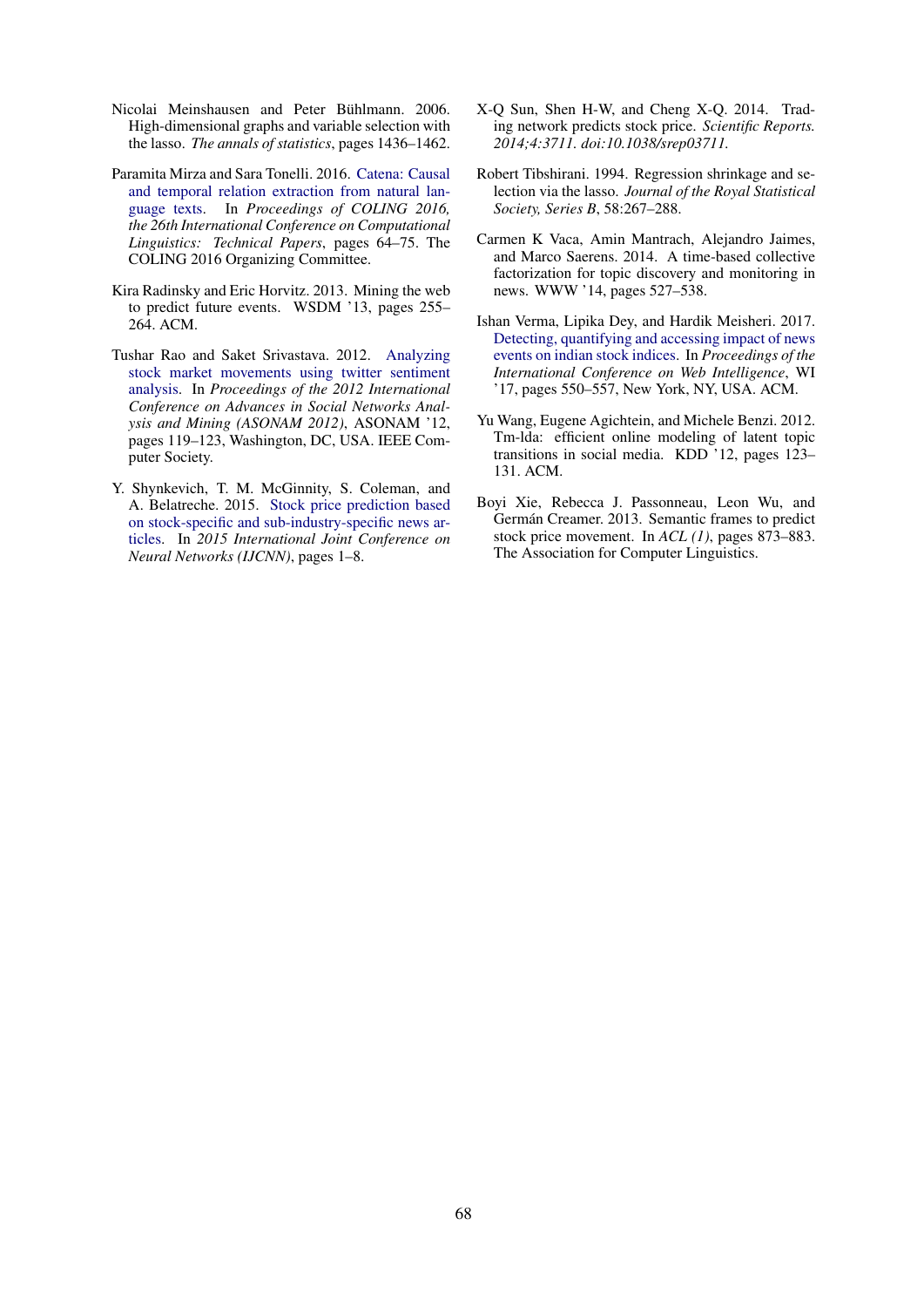Nicolai Meinshausen and Peter Bühlmann. 2006. High-dimensional graphs and variable selection with the lasso. *The annals of statistics*, pages 1436–1462.

Paramita Mirza and Sara Tonelli. 2016. Catena: Causal and temporal relation extraction from natural language texts. In *Proceedings of COLING 2016, the 26th International Conference on Computational Linguistics: Technical Papers*, pages 64–75. The COLING 2016 Organizing Committee.

Kira Radinsky and Eric Horvitz. 2013. Mining the web to predict future events. WSDM '13, pages 255–264. ACM.

Tushar Rao and Saket Srivastava. 2012. Analyzing stock market movements using twitter sentiment analysis. In *Proceedings of the 2012 International Conference on Advances in Social Networks Analysis and Mining (ASONAM 2012)*, ASONAM '12, pages 119–123, Washington, DC, USA. IEEE Computer Society.

Y. Shynkevich, T. M. McGinnity, S. Coleman, and A. Belatreche. 2015. Stock price prediction based on stock-specific and sub-industry-specific news articles. In *2015 International Joint Conference on Neural Networks (IJCNN)*, pages 1–8.

X-Q Sun, Shen H-W, and Cheng X-Q. 2014. Trading network predicts stock price. *Scientific Reports. 2014;4:3711. doi:10.1038/srep03711.*

Robert Tibshirani. 1994. Regression shrinkage and selection via the lasso. *Journal of the Royal Statistical Society, Series B*, 58:267–288.

Carmen K Vaca, Amin Mantrach, Alejandro Jaimes, and Marco Saerens. 2014. A time-based collective factorization for topic discovery and monitoring in news. WWW '14, pages 527–538.

Ishan Verma, Lipika Dey, and Hardik Meisheri. 2017. Detecting, quantifying and accessing impact of news events on indian stock indices. In *Proceedings of the International Conference on Web Intelligence*, WI '17, pages 550–557, New York, NY, USA. ACM.

Yu Wang, Eugene Agichtein, and Michele Benzi. 2012. Tm-lda: efficient online modeling of latent topic transitions in social media. KDD '12, pages 123–131. ACM.

Boyi Xie, Rebecca J. Passonneau, Leon Wu, and Germán Creamer. 2013. Semantic frames to predict stock price movement. In *ACL (1)*, pages 873–883. The Association for Computer Linguistics.